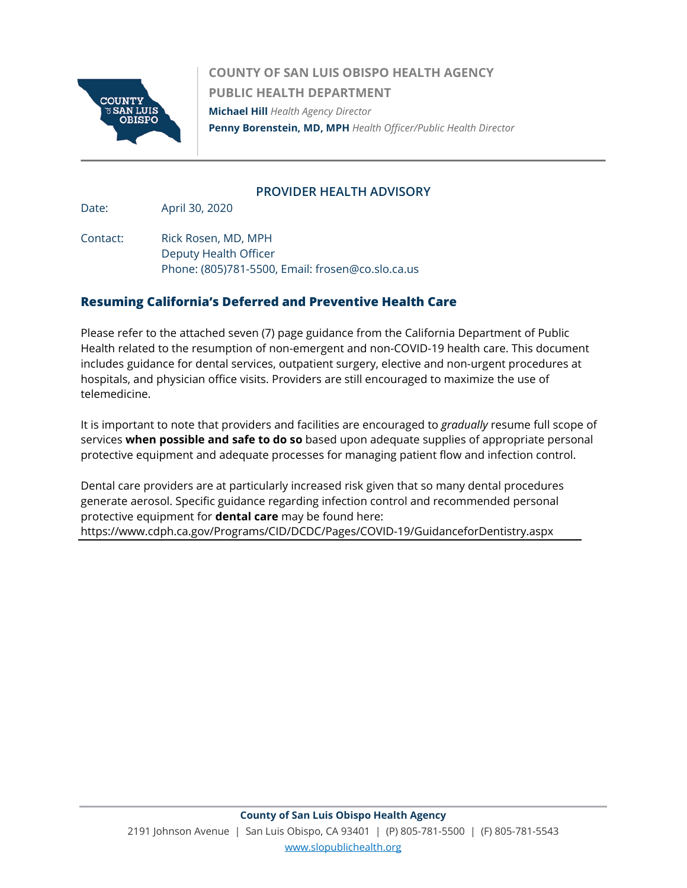**COUNTY OF SAN LUIS OBISPO HEALTH AGENCY**

**PUBLIC HEALTH DEPARTMENT**

**Michael Hill** *Health Agency Director*

**Penny Borenstein, MD, MPH** *Health Officer/Public Health Director*

## PROVIDER HEALTH ADVISORY

Date: April 30, 2020

Contact: Rick Rosen, MD, MPH
Deputy Health Officer
Phone: (805)781-5500, Email: frosen@co.slo.ca.us

## Resuming California's Deferred and Preventive Health Care

Please refer to the attached seven (7) page guidance from the California Department of Public Health related to the resumption of non-emergent and non-COVID-19 health care. This document includes guidance for dental services, outpatient surgery, elective and non-urgent procedures at hospitals, and physician office visits. Providers are still encouraged to maximize the use of telemedicine.

It is important to note that providers and facilities are encouraged to *gradually* resume full scope of services **when possible and safe to do so** based upon adequate supplies of appropriate personal protective equipment and adequate processes for managing patient flow and infection control.

Dental care providers are at particularly increased risk given that so many dental procedures generate aerosol. Specific guidance regarding infection control and recommended personal protective equipment for **dental care** may be found here:
https://www.cdph.ca.gov/Programs/CID/DCDC/Pages/COVID-19/GuidanceforDentistry.aspx

**County of San Luis Obispo Health Agency**
2191 Johnson Avenue | San Luis Obispo, CA 93401 | (P) 805-781-5500 | (F) 805-781-5543
www.slopublichealth.org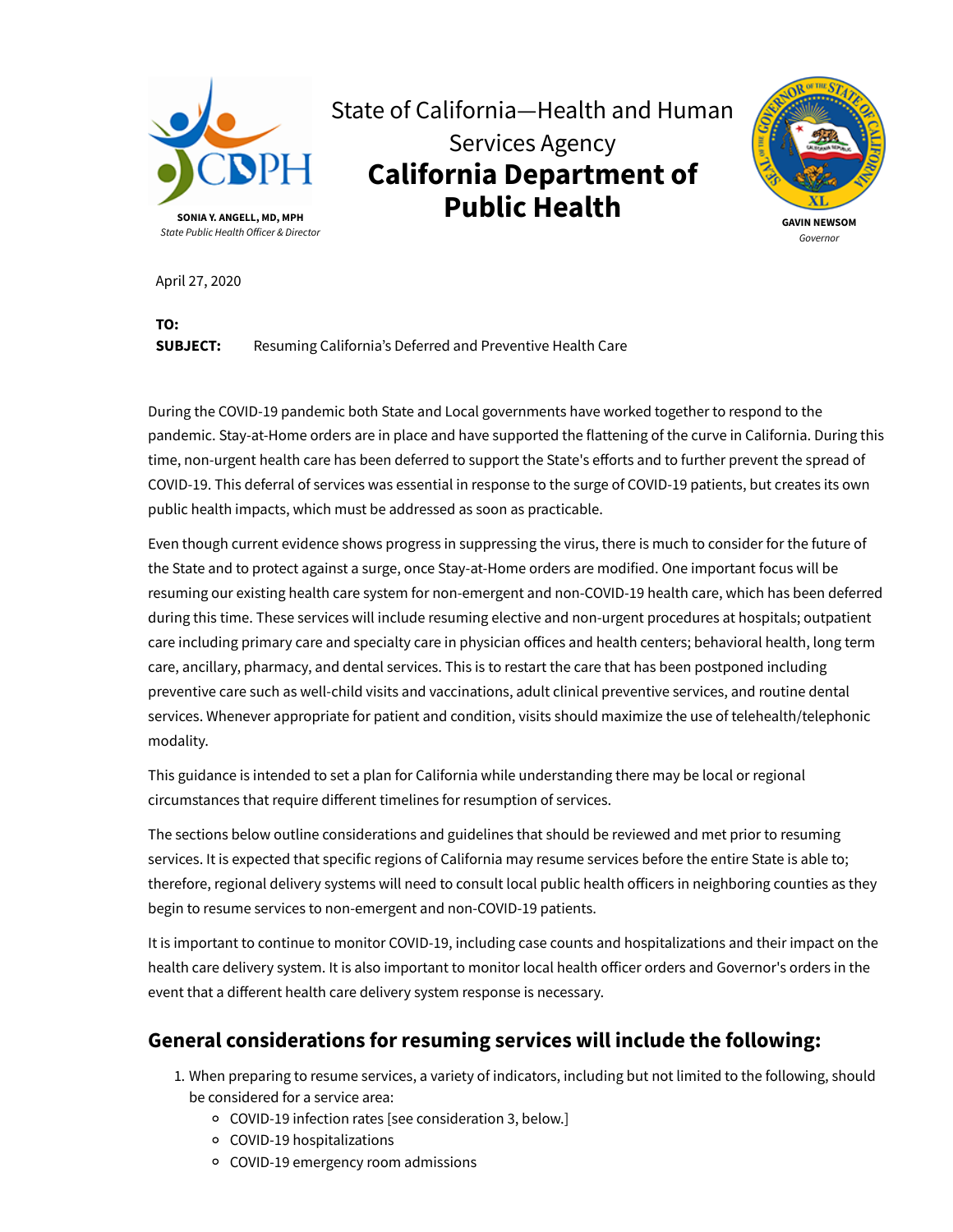SONIA Y. ANGELL, MD, MPH
*State Public Health Officer & Director*

State of California—Health and Human Services Agency

# California Department of Public Health

GAVIN NEWSOM
*Governor*

April 27, 2020

**TO:**

**SUBJECT:** Resuming California's Deferred and Preventive Health Care

During the COVID-19 pandemic both State and Local governments have worked together to respond to the pandemic. Stay-at-Home orders are in place and have supported the flattening of the curve in California. During this time, non-urgent health care has been deferred to support the State's efforts and to further prevent the spread of COVID-19. This deferral of services was essential in response to the surge of COVID-19 patients, but creates its own public health impacts, which must be addressed as soon as practicable.

Even though current evidence shows progress in suppressing the virus, there is much to consider for the future of the State and to protect against a surge, once Stay-at-Home orders are modified. One important focus will be resuming our existing health care system for non-emergent and non-COVID-19 health care, which has been deferred during this time. These services will include resuming elective and non-urgent procedures at hospitals; outpatient care including primary care and specialty care in physician offices and health centers; behavioral health, long term care, ancillary, pharmacy, and dental services. This is to restart the care that has been postponed including preventive care such as well-child visits and vaccinations, adult clinical preventive services, and routine dental services. Whenever appropriate for patient and condition, visits should maximize the use of telehealth/telephonic modality.

This guidance is intended to set a plan for California while understanding there may be local or regional circumstances that require different timelines for resumption of services.

The sections below outline considerations and guidelines that should be reviewed and met prior to resuming services. It is expected that specific regions of California may resume services before the entire State is able to; therefore, regional delivery systems will need to consult local public health officers in neighboring counties as they begin to resume services to non-emergent and non-COVID-19 patients.

It is important to continue to monitor COVID-19, including case counts and hospitalizations and their impact on the health care delivery system. It is also important to monitor local health officer orders and Governor's orders in the event that a different health care delivery system response is necessary.

## General considerations for resuming services will include the following:

1. When preparing to resume services, a variety of indicators, including but not limited to the following, should be considered for a service area:
   - COVID-19 infection rates [see consideration 3, below.]
   - COVID-19 hospitalizations
   - COVID-19 emergency room admissions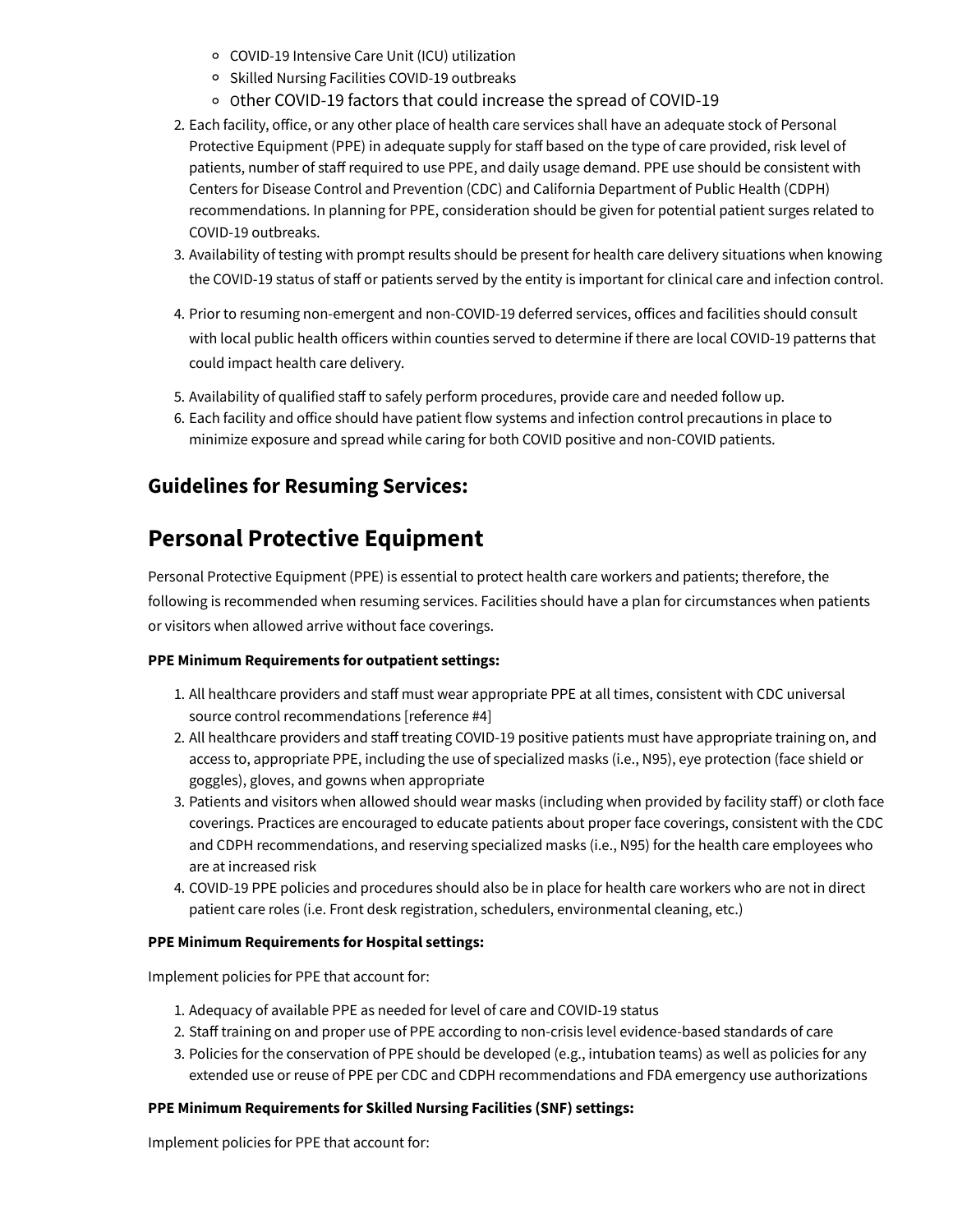- COVID-19 Intensive Care Unit (ICU) utilization
    - Skilled Nursing Facilities COVID-19 outbreaks
    - Other COVID-19 factors that could increase the spread of COVID-19
2. Each facility, office, or any other place of health care services shall have an adequate stock of Personal Protective Equipment (PPE) in adequate supply for staff based on the type of care provided, risk level of patients, number of staff required to use PPE, and daily usage demand. PPE use should be consistent with Centers for Disease Control and Prevention (CDC) and California Department of Public Health (CDPH) recommendations. In planning for PPE, consideration should be given for potential patient surges related to COVID-19 outbreaks.
3. Availability of testing with prompt results should be present for health care delivery situations when knowing the COVID-19 status of staff or patients served by the entity is important for clinical care and infection control.
4. Prior to resuming non-emergent and non-COVID-19 deferred services, offices and facilities should consult with local public health officers within counties served to determine if there are local COVID-19 patterns that could impact health care delivery.
5. Availability of qualified staff to safely perform procedures, provide care and needed follow up.
6. Each facility and office should have patient flow systems and infection control precautions in place to minimize exposure and spread while caring for both COVID positive and non-COVID patients.

### Guidelines for Resuming Services:

## Personal Protective Equipment

Personal Protective Equipment (PPE) is essential to protect health care workers and patients; therefore, the following is recommended when resuming services. Facilities should have a plan for circumstances when patients or visitors when allowed arrive without face coverings.

**PPE Minimum Requirements for outpatient settings:**

1. All healthcare providers and staff must wear appropriate PPE at all times, consistent with CDC universal source control recommendations [reference #4]
2. All healthcare providers and staff treating COVID-19 positive patients must have appropriate training on, and access to, appropriate PPE, including the use of specialized masks (i.e., N95), eye protection (face shield or goggles), gloves, and gowns when appropriate
3. Patients and visitors when allowed should wear masks (including when provided by facility staff) or cloth face coverings. Practices are encouraged to educate patients about proper face coverings, consistent with the CDC and CDPH recommendations, and reserving specialized masks (i.e., N95) for the health care employees who are at increased risk
4. COVID-19 PPE policies and procedures should also be in place for health care workers who are not in direct patient care roles (i.e. Front desk registration, schedulers, environmental cleaning, etc.)

**PPE Minimum Requirements for Hospital settings:**

Implement policies for PPE that account for:

1. Adequacy of available PPE as needed for level of care and COVID-19 status
2. Staff training on and proper use of PPE according to non-crisis level evidence-based standards of care
3. Policies for the conservation of PPE should be developed (e.g., intubation teams) as well as policies for any extended use or reuse of PPE per CDC and CDPH recommendations and FDA emergency use authorizations

**PPE Minimum Requirements for Skilled Nursing Facilities (SNF) settings:**

Implement policies for PPE that account for: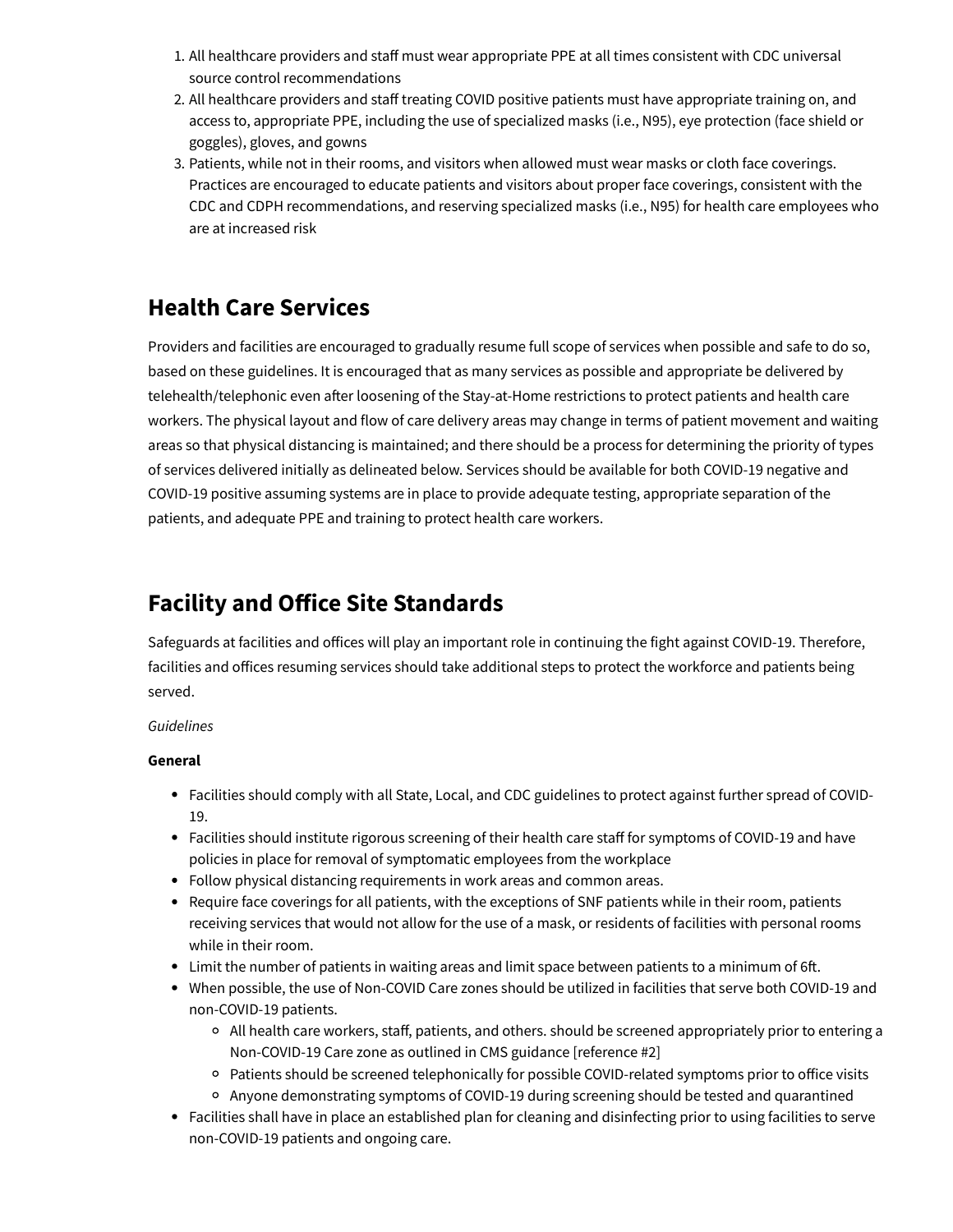1. All healthcare providers and staff must wear appropriate PPE at all times consistent with CDC universal source control recommendations
2. All healthcare providers and staff treating COVID positive patients must have appropriate training on, and access to, appropriate PPE, including the use of specialized masks (i.e., N95), eye protection (face shield or goggles), gloves, and gowns
3. Patients, while not in their rooms, and visitors when allowed must wear masks or cloth face coverings. Practices are encouraged to educate patients and visitors about proper face coverings, consistent with the CDC and CDPH recommendations, and reserving specialized masks (i.e., N95) for health care employees who are at increased risk

## Health Care Services

Providers and facilities are encouraged to gradually resume full scope of services when possible and safe to do so, based on these guidelines. It is encouraged that as many services as possible and appropriate be delivered by telehealth/telephonic even after loosening of the Stay-at-Home restrictions to protect patients and health care workers. The physical layout and flow of care delivery areas may change in terms of patient movement and waiting areas so that physical distancing is maintained; and there should be a process for determining the priority of types of services delivered initially as delineated below. Services should be available for both COVID-19 negative and COVID-19 positive assuming systems are in place to provide adequate testing, appropriate separation of the patients, and adequate PPE and training to protect health care workers.

## Facility and Office Site Standards

Safeguards at facilities and offices will play an important role in continuing the fight against COVID-19. Therefore, facilities and offices resuming services should take additional steps to protect the workforce and patients being served.

*Guidelines*

**General**

- Facilities should comply with all State, Local, and CDC guidelines to protect against further spread of COVID-19.
- Facilities should institute rigorous screening of their health care staff for symptoms of COVID-19 and have policies in place for removal of symptomatic employees from the workplace
- Follow physical distancing requirements in work areas and common areas.
- Require face coverings for all patients, with the exceptions of SNF patients while in their room, patients receiving services that would not allow for the use of a mask, or residents of facilities with personal rooms while in their room.
- Limit the number of patients in waiting areas and limit space between patients to a minimum of 6ft.
- When possible, the use of Non-COVID Care zones should be utilized in facilities that serve both COVID-19 and non-COVID-19 patients.
  - All health care workers, staff, patients, and others. should be screened appropriately prior to entering a Non-COVID-19 Care zone as outlined in CMS guidance [reference #2]
  - Patients should be screened telephonically for possible COVID-related symptoms prior to office visits
  - Anyone demonstrating symptoms of COVID-19 during screening should be tested and quarantined
- Facilities shall have in place an established plan for cleaning and disinfecting prior to using facilities to serve non-COVID-19 patients and ongoing care.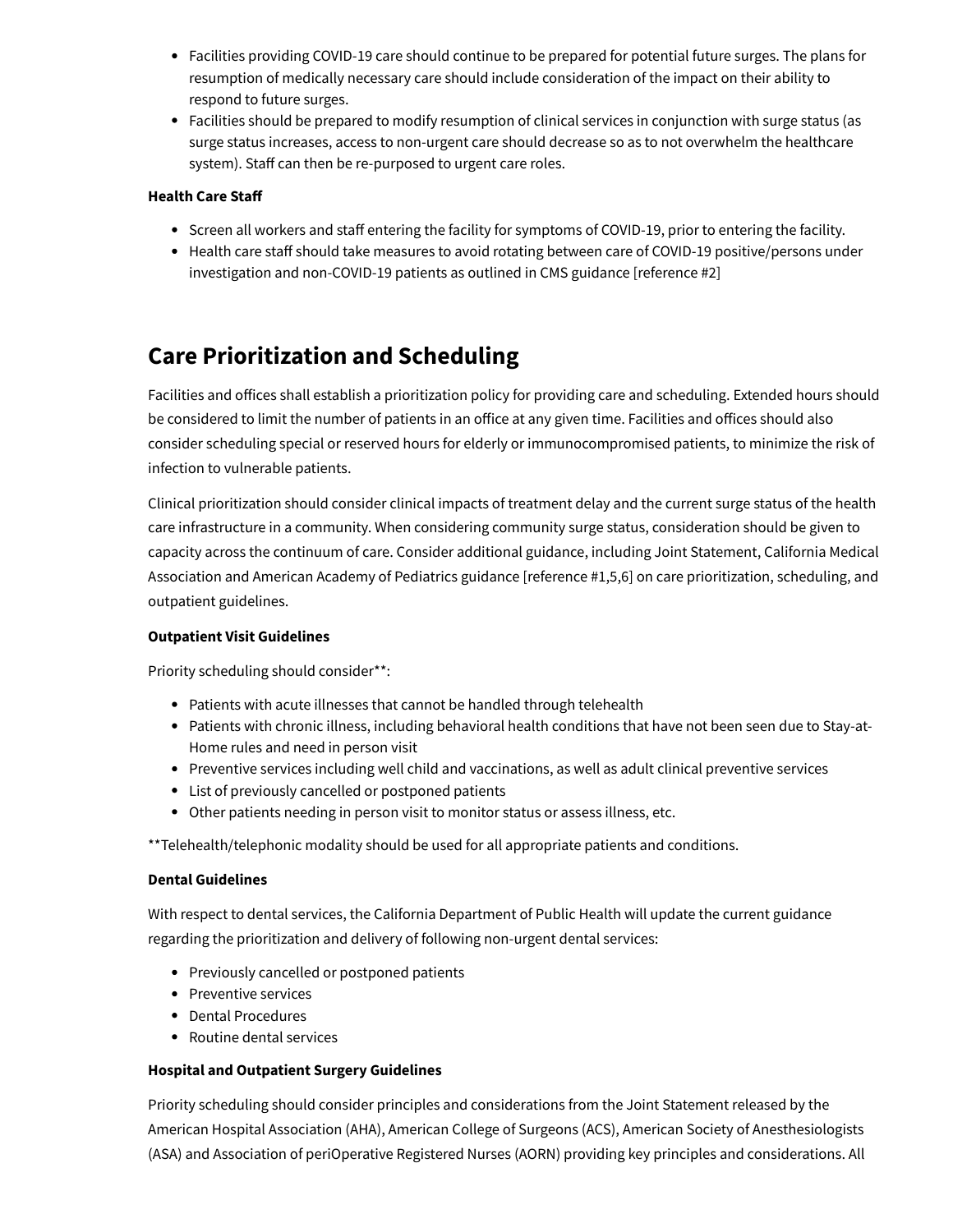- Facilities providing COVID-19 care should continue to be prepared for potential future surges. The plans for resumption of medically necessary care should include consideration of the impact on their ability to respond to future surges.
- Facilities should be prepared to modify resumption of clinical services in conjunction with surge status (as surge status increases, access to non-urgent care should decrease so as to not overwhelm the healthcare system). Staff can then be re-purposed to urgent care roles.

**Health Care Staff**

- Screen all workers and staff entering the facility for symptoms of COVID-19, prior to entering the facility.
- Health care staff should take measures to avoid rotating between care of COVID-19 positive/persons under investigation and non-COVID-19 patients as outlined in CMS guidance [reference #2]

## Care Prioritization and Scheduling

Facilities and offices shall establish a prioritization policy for providing care and scheduling. Extended hours should be considered to limit the number of patients in an office at any given time. Facilities and offices should also consider scheduling special or reserved hours for elderly or immunocompromised patients, to minimize the risk of infection to vulnerable patients.

Clinical prioritization should consider clinical impacts of treatment delay and the current surge status of the health care infrastructure in a community. When considering community surge status, consideration should be given to capacity across the continuum of care. Consider additional guidance, including Joint Statement, California Medical Association and American Academy of Pediatrics guidance [reference #1,5,6] on care prioritization, scheduling, and outpatient guidelines.

**Outpatient Visit Guidelines**

Priority scheduling should consider**:

- Patients with acute illnesses that cannot be handled through telehealth
- Patients with chronic illness, including behavioral health conditions that have not been seen due to Stay-at-Home rules and need in person visit
- Preventive services including well child and vaccinations, as well as adult clinical preventive services
- List of previously cancelled or postponed patients
- Other patients needing in person visit to monitor status or assess illness, etc.

**Telehealth/telephonic modality should be used for all appropriate patients and conditions.

**Dental Guidelines**

With respect to dental services, the California Department of Public Health will update the current guidance regarding the prioritization and delivery of following non-urgent dental services:

- Previously cancelled or postponed patients
- Preventive services
- Dental Procedures
- Routine dental services

**Hospital and Outpatient Surgery Guidelines**

Priority scheduling should consider principles and considerations from the Joint Statement released by the American Hospital Association (AHA), American College of Surgeons (ACS), American Society of Anesthesiologists (ASA) and Association of periOperative Registered Nurses (AORN) providing key principles and considerations. All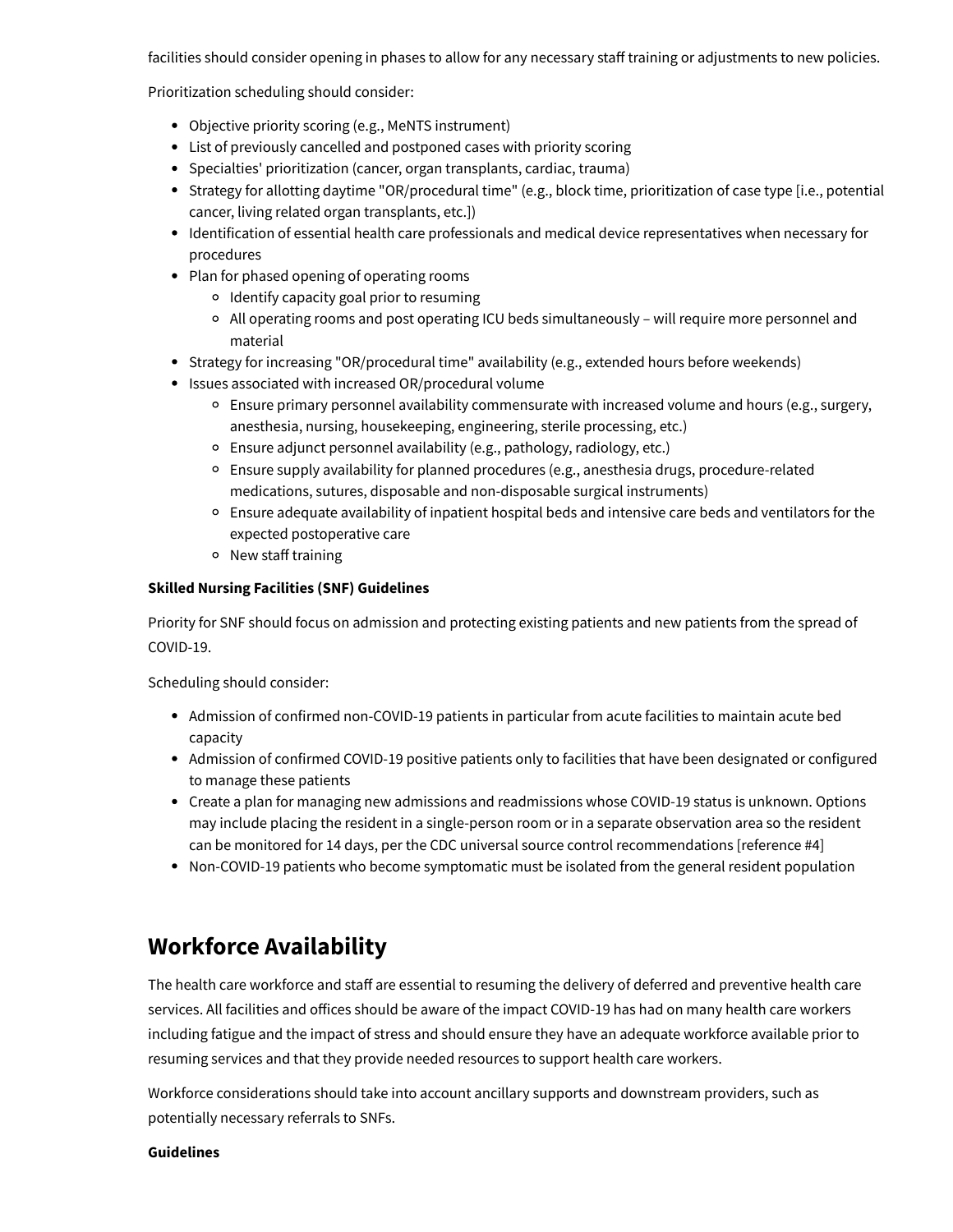facilities should consider opening in phases to allow for any necessary staff training or adjustments to new policies.

Prioritization scheduling should consider:

- Objective priority scoring (e.g., MeNTS instrument)
- List of previously cancelled and postponed cases with priority scoring
- Specialties' prioritization (cancer, organ transplants, cardiac, trauma)
- Strategy for allotting daytime "OR/procedural time" (e.g., block time, prioritization of case type [i.e., potential cancer, living related organ transplants, etc.])
- Identification of essential health care professionals and medical device representatives when necessary for procedures
- Plan for phased opening of operating rooms
  - Identify capacity goal prior to resuming
  - All operating rooms and post operating ICU beds simultaneously – will require more personnel and material
- Strategy for increasing "OR/procedural time" availability (e.g., extended hours before weekends)
- Issues associated with increased OR/procedural volume
  - Ensure primary personnel availability commensurate with increased volume and hours (e.g., surgery, anesthesia, nursing, housekeeping, engineering, sterile processing, etc.)
  - Ensure adjunct personnel availability (e.g., pathology, radiology, etc.)
  - Ensure supply availability for planned procedures (e.g., anesthesia drugs, procedure-related medications, sutures, disposable and non-disposable surgical instruments)
  - Ensure adequate availability of inpatient hospital beds and intensive care beds and ventilators for the expected postoperative care
  - New staff training

**Skilled Nursing Facilities (SNF) Guidelines**

Priority for SNF should focus on admission and protecting existing patients and new patients from the spread of COVID-19.

Scheduling should consider:

- Admission of confirmed non-COVID-19 patients in particular from acute facilities to maintain acute bed capacity
- Admission of confirmed COVID-19 positive patients only to facilities that have been designated or configured to manage these patients
- Create a plan for managing new admissions and readmissions whose COVID-19 status is unknown. Options may include placing the resident in a single-person room or in a separate observation area so the resident can be monitored for 14 days, per the CDC universal source control recommendations [reference #4]
- Non-COVID-19 patients who become symptomatic must be isolated from the general resident population

## Workforce Availability

The health care workforce and staff are essential to resuming the delivery of deferred and preventive health care services. All facilities and offices should be aware of the impact COVID-19 has had on many health care workers including fatigue and the impact of stress and should ensure they have an adequate workforce available prior to resuming services and that they provide needed resources to support health care workers.

Workforce considerations should take into account ancillary supports and downstream providers, such as potentially necessary referrals to SNFs.

**Guidelines**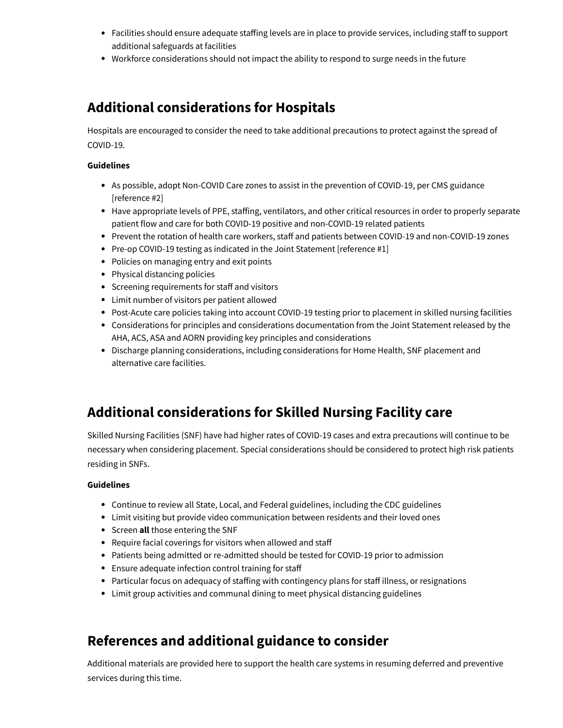- Facilities should ensure adequate staffing levels are in place to provide services, including staff to support additional safeguards at facilities
- Workforce considerations should not impact the ability to respond to surge needs in the future

## Additional considerations for Hospitals

Hospitals are encouraged to consider the need to take additional precautions to protect against the spread of COVID-19.

**Guidelines**

- As possible, adopt Non-COVID Care zones to assist in the prevention of COVID-19, per CMS guidance [reference #2]
- Have appropriate levels of PPE, staffing, ventilators, and other critical resources in order to properly separate patient flow and care for both COVID-19 positive and non-COVID-19 related patients
- Prevent the rotation of health care workers, staff and patients between COVID-19 and non-COVID-19 zones
- Pre-op COVID-19 testing as indicated in the Joint Statement [reference #1]
- Policies on managing entry and exit points
- Physical distancing policies
- Screening requirements for staff and visitors
- Limit number of visitors per patient allowed
- Post-Acute care policies taking into account COVID-19 testing prior to placement in skilled nursing facilities
- Considerations for principles and considerations documentation from the Joint Statement released by the AHA, ACS, ASA and AORN providing key principles and considerations
- Discharge planning considerations, including considerations for Home Health, SNF placement and alternative care facilities.

## Additional considerations for Skilled Nursing Facility care

Skilled Nursing Facilities (SNF) have had higher rates of COVID-19 cases and extra precautions will continue to be necessary when considering placement. Special considerations should be considered to protect high risk patients residing in SNFs.

**Guidelines**

- Continue to review all State, Local, and Federal guidelines, including the CDC guidelines
- Limit visiting but provide video communication between residents and their loved ones
- Screen **all** those entering the SNF
- Require facial coverings for visitors when allowed and staff
- Patients being admitted or re-admitted should be tested for COVID-19 prior to admission
- Ensure adequate infection control training for staff
- Particular focus on adequacy of staffing with contingency plans for staff illness, or resignations
- Limit group activities and communal dining to meet physical distancing guidelines

## References and additional guidance to consider

Additional materials are provided here to support the health care systems in resuming deferred and preventive services during this time.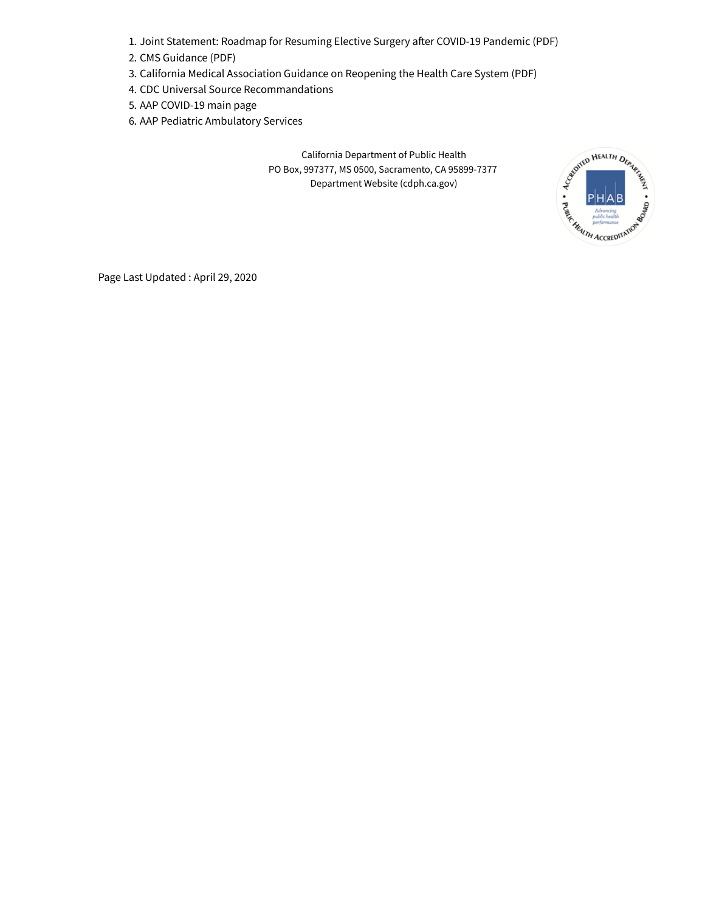1. Joint Statement: Roadmap for Resuming Elective Surgery after COVID-19 Pandemic (PDF)
2. CMS Guidance (PDF)
3. California Medical Association Guidance on Reopening the Health Care System (PDF)
4. CDC Universal Source Recommandations
5. AAP COVID-19 main page
6. AAP Pediatric Ambulatory Services

California Department of Public Health
PO Box, 997377, MS 0500, Sacramento, CA 95899-7377
Department Website (cdph.ca.gov)

Page Last Updated : April 29, 2020